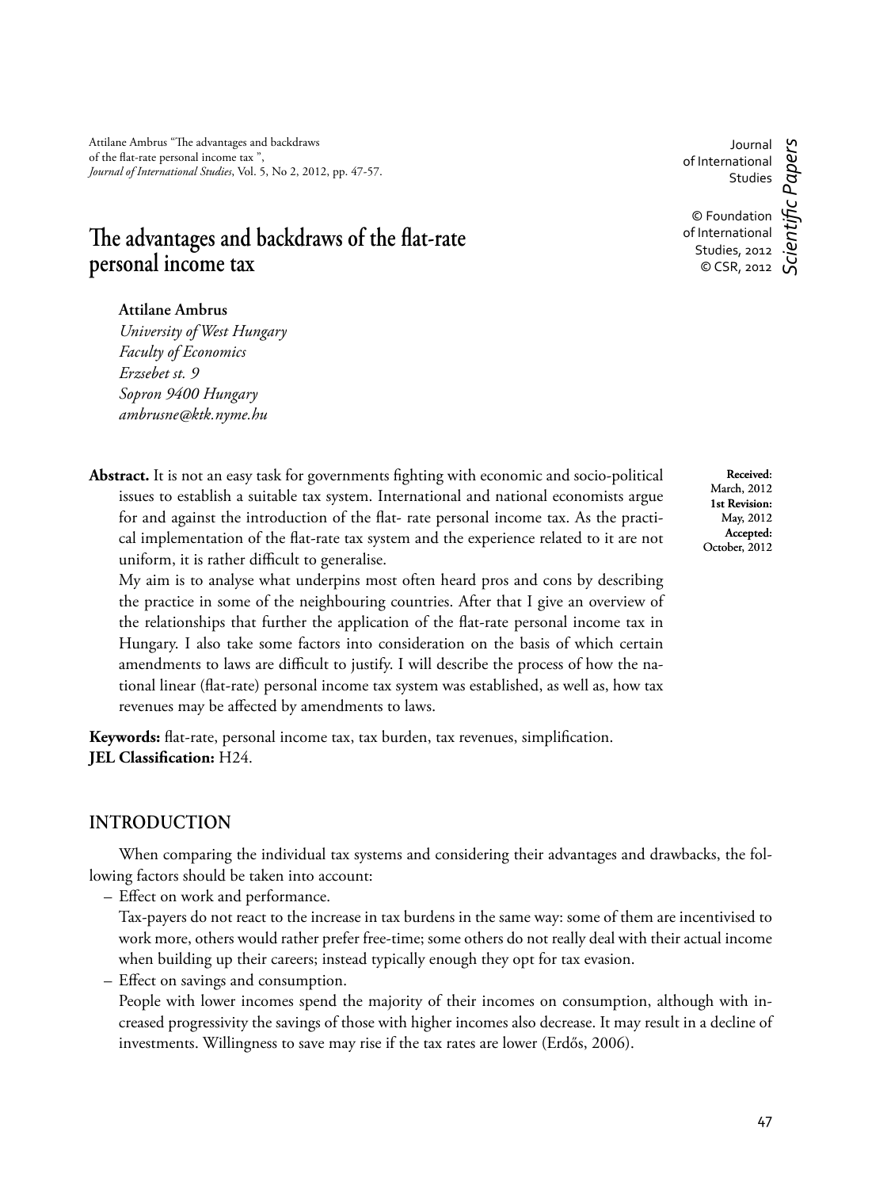Attilane Ambrus "The advantages and backdraws of the flat-rate personal income tax ", *Journal of International Studies*, Vol. 5, No 2, 2012, pp. 47-57.

Journal of International Studies

© Foundation of International Studies, 2012
© CSR, 2012

*Scientific Papers*

# The advantages and backdraws of the flat-rate personal income tax

**Attilane Ambrus**
*University of West Hungary*
*Faculty of Economics*
*Erzsebet st. 9*
*Sopron 9400 Hungary*
*ambrusne@ktk.nyme.hu*

**Received:** March, 2012
**1st Revision:** May, 2012
**Accepted:** October, 2012

**Abstract.** It is not an easy task for governments fighting with economic and socio-political issues to establish a suitable tax system. International and national economists argue for and against the introduction of the flat- rate personal income tax. As the practical implementation of the flat-rate tax system and the experience related to it are not uniform, it is rather difficult to generalise.

My aim is to analyse what underpins most often heard pros and cons by describing the practice in some of the neighbouring countries. After that I give an overview of the relationships that further the application of the flat-rate personal income tax in Hungary. I also take some factors into consideration on the basis of which certain amendments to laws are difficult to justify. I will describe the process of how the national linear (flat-rate) personal income tax system was established, as well as, how tax revenues may be affected by amendments to laws.

**Keywords:** flat-rate, personal income tax, tax burden, tax revenues, simplification.
**JEL Classification:** H24.

## INTRODUCTION

When comparing the individual tax systems and considering their advantages and drawbacks, the following factors should be taken into account:

– Effect on work and performance.
  Tax-payers do not react to the increase in tax burdens in the same way: some of them are incentivised to work more, others would rather prefer free-time; some others do not really deal with their actual income when building up their careers; instead typically enough they opt for tax evasion.
– Effect on savings and consumption.
  People with lower incomes spend the majority of their incomes on consumption, although with increased progressivity the savings of those with higher incomes also decrease. It may result in a decline of investments. Willingness to save may rise if the tax rates are lower (Erdős, 2006).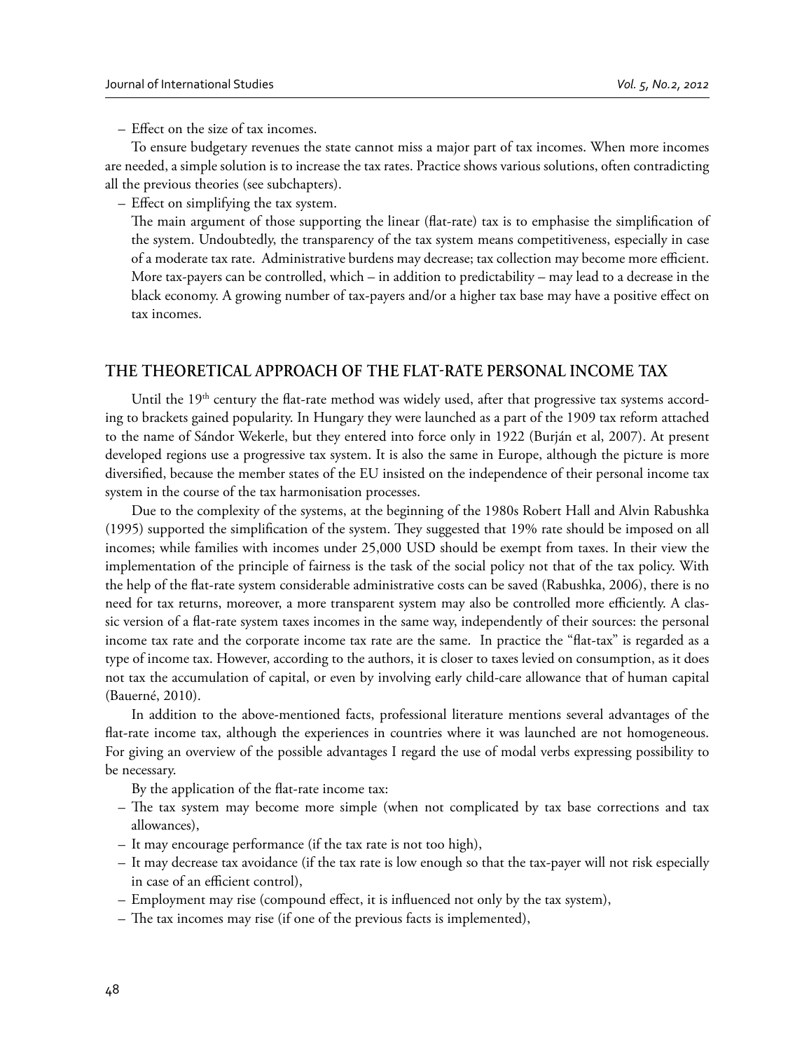– Effect on the size of tax incomes.

To ensure budgetary revenues the state cannot miss a major part of tax incomes. When more incomes are needed, a simple solution is to increase the tax rates. Practice shows various solutions, often contradicting all the previous theories (see subchapters).

– Effect on simplifying the tax system.

The main argument of those supporting the linear (flat-rate) tax is to emphasise the simplification of the system. Undoubtedly, the transparency of the tax system means competitiveness, especially in case of a moderate tax rate. Administrative burdens may decrease; tax collection may become more efficient. More tax-payers can be controlled, which – in addition to predictability – may lead to a decrease in the black economy. A growing number of tax-payers and/or a higher tax base may have a positive effect on tax incomes.

## THE THEORETICAL APPROACH OF THE FLAT-RATE PERSONAL INCOME TAX

Until the 19th century the flat-rate method was widely used, after that progressive tax systems according to brackets gained popularity. In Hungary they were launched as a part of the 1909 tax reform attached to the name of Sándor Wekerle, but they entered into force only in 1922 (Burján et al, 2007). At present developed regions use a progressive tax system. It is also the same in Europe, although the picture is more diversified, because the member states of the EU insisted on the independence of their personal income tax system in the course of the tax harmonisation processes.

Due to the complexity of the systems, at the beginning of the 1980s Robert Hall and Alvin Rabushka (1995) supported the simplification of the system. They suggested that 19% rate should be imposed on all incomes; while families with incomes under 25,000 USD should be exempt from taxes. In their view the implementation of the principle of fairness is the task of the social policy not that of the tax policy. With the help of the flat-rate system considerable administrative costs can be saved (Rabushka, 2006), there is no need for tax returns, moreover, a more transparent system may also be controlled more efficiently. A classic version of a flat-rate system taxes incomes in the same way, independently of their sources: the personal income tax rate and the corporate income tax rate are the same. In practice the "flat-tax" is regarded as a type of income tax. However, according to the authors, it is closer to taxes levied on consumption, as it does not tax the accumulation of capital, or even by involving early child-care allowance that of human capital (Bauerné, 2010).

In addition to the above-mentioned facts, professional literature mentions several advantages of the flat-rate income tax, although the experiences in countries where it was launched are not homogeneous. For giving an overview of the possible advantages I regard the use of modal verbs expressing possibility to be necessary.

By the application of the flat-rate income tax:

– The tax system may become more simple (when not complicated by tax base corrections and tax allowances),
– It may encourage performance (if the tax rate is not too high),
– It may decrease tax avoidance (if the tax rate is low enough so that the tax-payer will not risk especially in case of an efficient control),
– Employment may rise (compound effect, it is influenced not only by the tax system),
– The tax incomes may rise (if one of the previous facts is implemented),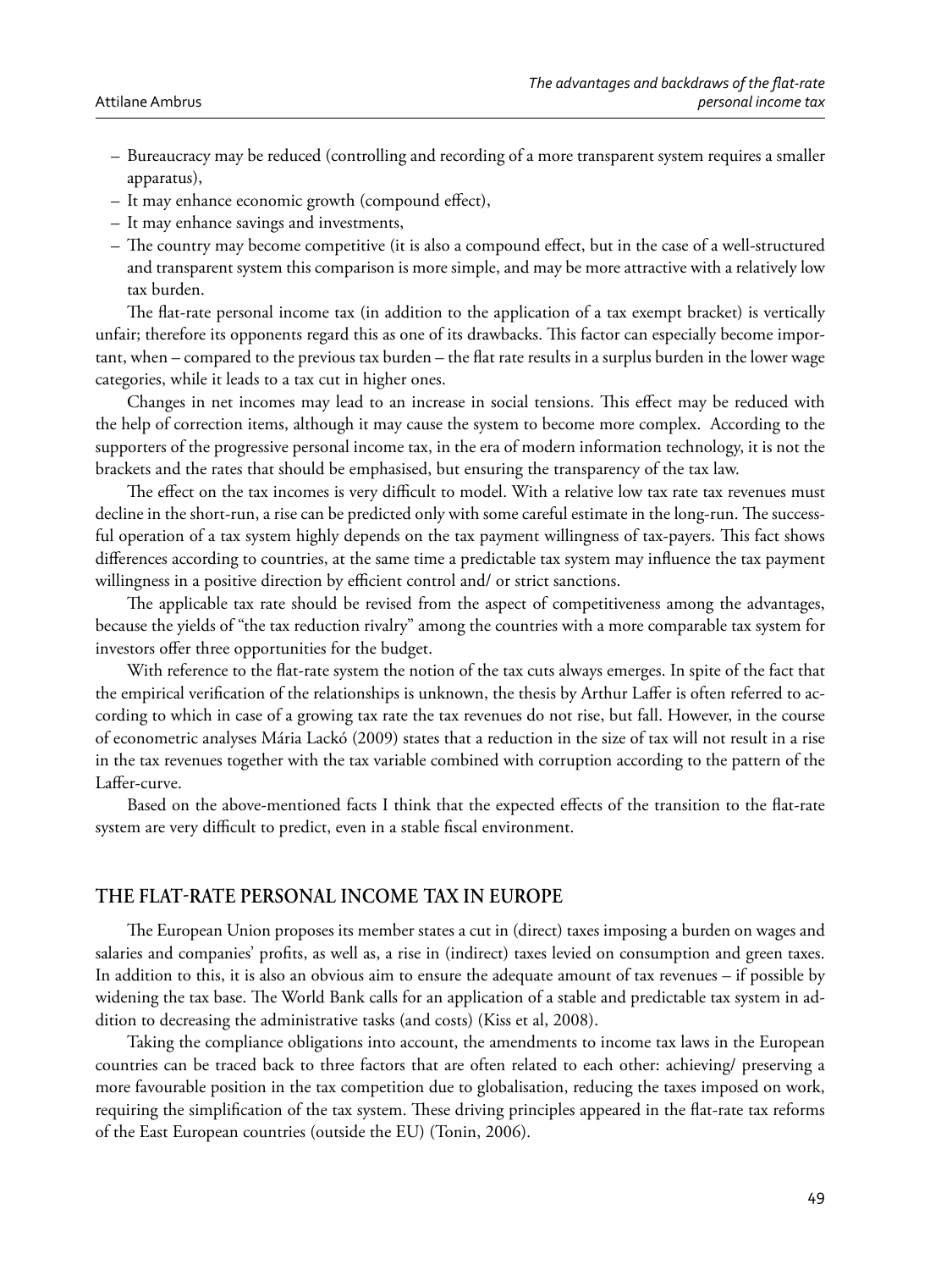- Bureaucracy may be reduced (controlling and recording of a more transparent system requires a smaller apparatus),
- It may enhance economic growth (compound effect),
- It may enhance savings and investments,
- The country may become competitive (it is also a compound effect, but in the case of a well-structured and transparent system this comparison is more simple, and may be more attractive with a relatively low tax burden.

The flat-rate personal income tax (in addition to the application of a tax exempt bracket) is vertically unfair; therefore its opponents regard this as one of its drawbacks. This factor can especially become important, when – compared to the previous tax burden – the flat rate results in a surplus burden in the lower wage categories, while it leads to a tax cut in higher ones.

Changes in net incomes may lead to an increase in social tensions. This effect may be reduced with the help of correction items, although it may cause the system to become more complex. According to the supporters of the progressive personal income tax, in the era of modern information technology, it is not the brackets and the rates that should be emphasised, but ensuring the transparency of the tax law.

The effect on the tax incomes is very difficult to model. With a relative low tax rate tax revenues must decline in the short-run, a rise can be predicted only with some careful estimate in the long-run. The successful operation of a tax system highly depends on the tax payment willingness of tax-payers. This fact shows differences according to countries, at the same time a predictable tax system may influence the tax payment willingness in a positive direction by efficient control and/ or strict sanctions.

The applicable tax rate should be revised from the aspect of competitiveness among the advantages, because the yields of "the tax reduction rivalry" among the countries with a more comparable tax system for investors offer three opportunities for the budget.

With reference to the flat-rate system the notion of the tax cuts always emerges. In spite of the fact that the empirical verification of the relationships is unknown, the thesis by Arthur Laffer is often referred to according to which in case of a growing tax rate the tax revenues do not rise, but fall. However, in the course of econometric analyses Mária Lackó (2009) states that a reduction in the size of tax will not result in a rise in the tax revenues together with the tax variable combined with corruption according to the pattern of the Laffer-curve.

Based on the above-mentioned facts I think that the expected effects of the transition to the flat-rate system are very difficult to predict, even in a stable fiscal environment.

## THE FLAT-RATE PERSONAL INCOME TAX IN EUROPE

The European Union proposes its member states a cut in (direct) taxes imposing a burden on wages and salaries and companies' profits, as well as, a rise in (indirect) taxes levied on consumption and green taxes. In addition to this, it is also an obvious aim to ensure the adequate amount of tax revenues – if possible by widening the tax base. The World Bank calls for an application of a stable and predictable tax system in addition to decreasing the administrative tasks (and costs) (Kiss et al, 2008).

Taking the compliance obligations into account, the amendments to income tax laws in the European countries can be traced back to three factors that are often related to each other: achieving/ preserving a more favourable position in the tax competition due to globalisation, reducing the taxes imposed on work, requiring the simplification of the tax system. These driving principles appeared in the flat-rate tax reforms of the East European countries (outside the EU) (Tonin, 2006).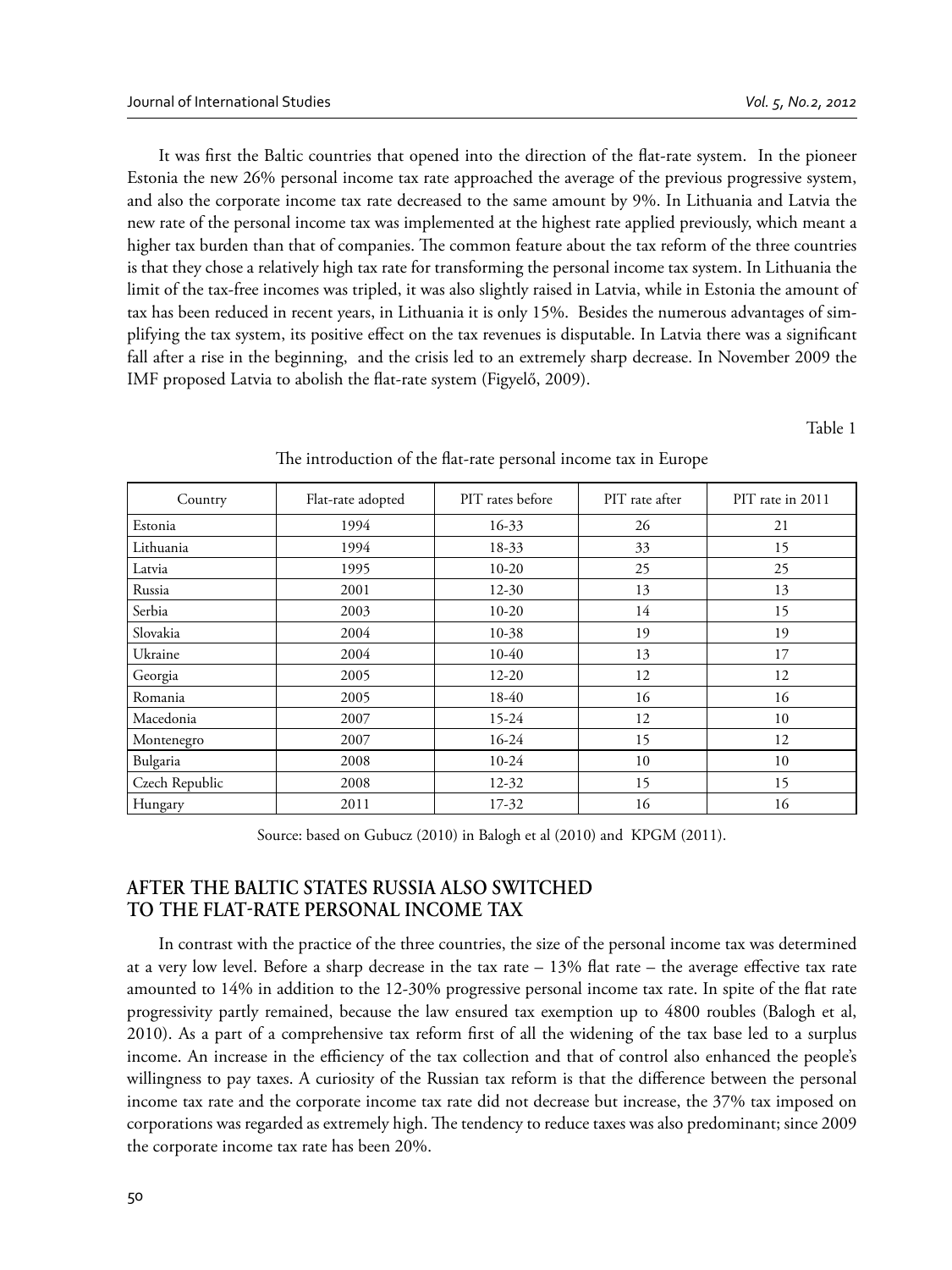It was first the Baltic countries that opened into the direction of the flat-rate system. In the pioneer Estonia the new 26% personal income tax rate approached the average of the previous progressive system, and also the corporate income tax rate decreased to the same amount by 9%. In Lithuania and Latvia the new rate of the personal income tax was implemented at the highest rate applied previously, which meant a higher tax burden than that of companies. The common feature about the tax reform of the three countries is that they chose a relatively high tax rate for transforming the personal income tax system. In Lithuania the limit of the tax-free incomes was tripled, it was also slightly raised in Latvia, while in Estonia the amount of tax has been reduced in recent years, in Lithuania it is only 15%. Besides the numerous advantages of simplifying the tax system, its positive effect on the tax revenues is disputable. In Latvia there was a significant fall after a rise in the beginning, and the crisis led to an extremely sharp decrease. In November 2009 the IMF proposed Latvia to abolish the flat-rate system (Figyelő, 2009).

Table 1

The introduction of the flat-rate personal income tax in Europe

| Country | Flat-rate adopted | PIT rates before | PIT rate after | PIT rate in 2011 |
|---|---|---|---|---|
| Estonia | 1994 | 16-33 | 26 | 21 |
| Lithuania | 1994 | 18-33 | 33 | 15 |
| Latvia | 1995 | 10-20 | 25 | 25 |
| Russia | 2001 | 12-30 | 13 | 13 |
| Serbia | 2003 | 10-20 | 14 | 15 |
| Slovakia | 2004 | 10-38 | 19 | 19 |
| Ukraine | 2004 | 10-40 | 13 | 17 |
| Georgia | 2005 | 12-20 | 12 | 12 |
| Romania | 2005 | 18-40 | 16 | 16 |
| Macedonia | 2007 | 15-24 | 12 | 10 |
| Montenegro | 2007 | 16-24 | 15 | 12 |
| Bulgaria | 2008 | 10-24 | 10 | 10 |
| Czech Republic | 2008 | 12-32 | 15 | 15 |
| Hungary | 2011 | 17-32 | 16 | 16 |

Source: based on Gubucz (2010) in Balogh et al (2010) and KPGM (2011).

## AFTER THE BALTIC STATES RUSSIA ALSO SWITCHED TO THE FLAT-RATE PERSONAL INCOME TAX

In contrast with the practice of the three countries, the size of the personal income tax was determined at a very low level. Before a sharp decrease in the tax rate – 13% flat rate – the average effective tax rate amounted to 14% in addition to the 12-30% progressive personal income tax rate. In spite of the flat rate progressivity partly remained, because the law ensured tax exemption up to 4800 roubles (Balogh et al, 2010). As a part of a comprehensive tax reform first of all the widening of the tax base led to a surplus income. An increase in the efficiency of the tax collection and that of control also enhanced the people's willingness to pay taxes. A curiosity of the Russian tax reform is that the difference between the personal income tax rate and the corporate income tax rate did not decrease but increase, the 37% tax imposed on corporations was regarded as extremely high. The tendency to reduce taxes was also predominant; since 2009 the corporate income tax rate has been 20%.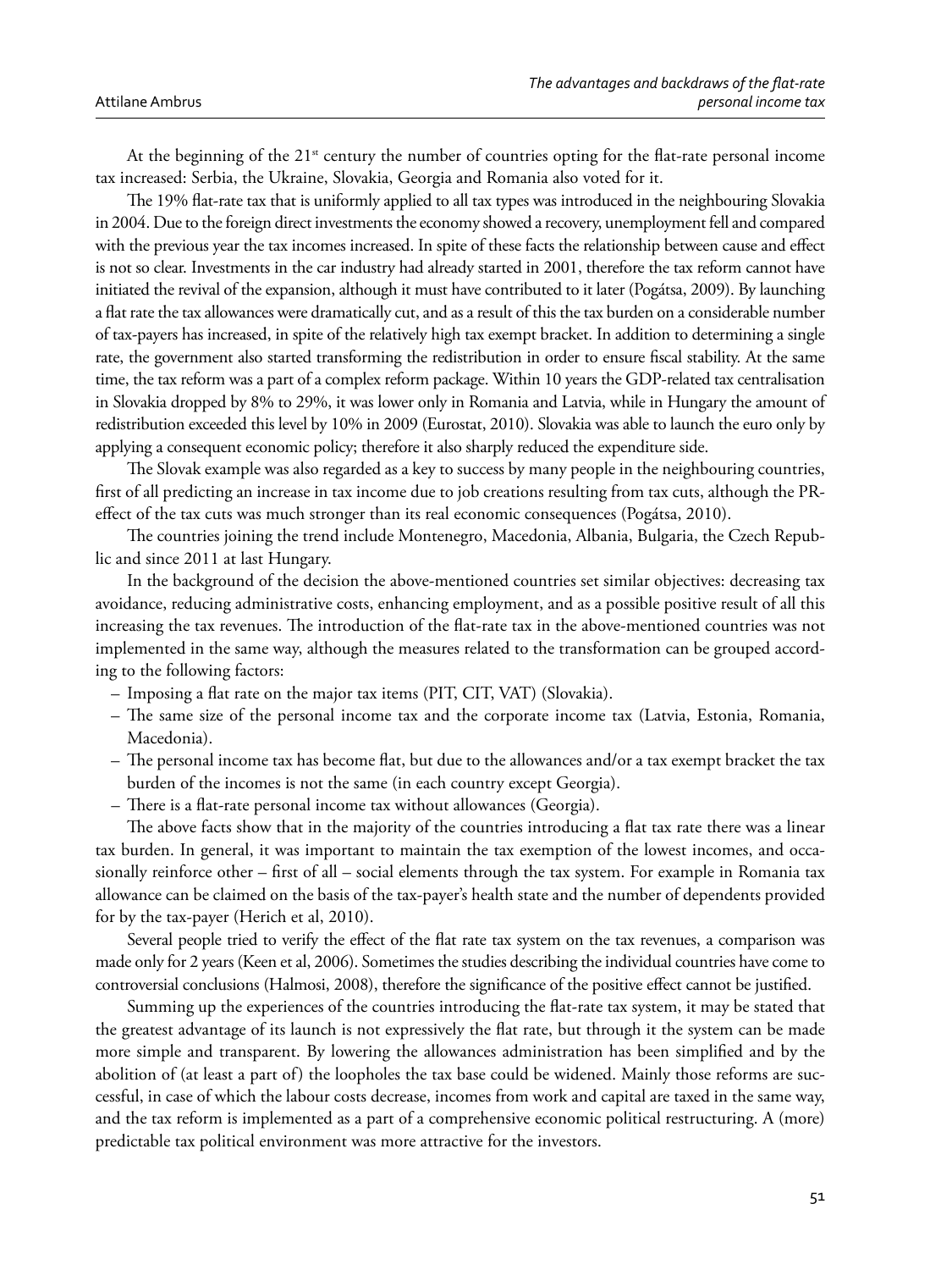At the beginning of the 21st century the number of countries opting for the flat-rate personal income tax increased: Serbia, the Ukraine, Slovakia, Georgia and Romania also voted for it.

The 19% flat-rate tax that is uniformly applied to all tax types was introduced in the neighbouring Slovakia in 2004. Due to the foreign direct investments the economy showed a recovery, unemployment fell and compared with the previous year the tax incomes increased. In spite of these facts the relationship between cause and effect is not so clear. Investments in the car industry had already started in 2001, therefore the tax reform cannot have initiated the revival of the expansion, although it must have contributed to it later (Pogátsa, 2009). By launching a flat rate the tax allowances were dramatically cut, and as a result of this the tax burden on a considerable number of tax-payers has increased, in spite of the relatively high tax exempt bracket. In addition to determining a single rate, the government also started transforming the redistribution in order to ensure fiscal stability. At the same time, the tax reform was a part of a complex reform package. Within 10 years the GDP-related tax centralisation in Slovakia dropped by 8% to 29%, it was lower only in Romania and Latvia, while in Hungary the amount of redistribution exceeded this level by 10% in 2009 (Eurostat, 2010). Slovakia was able to launch the euro only by applying a consequent economic policy; therefore it also sharply reduced the expenditure side.

The Slovak example was also regarded as a key to success by many people in the neighbouring countries, first of all predicting an increase in tax income due to job creations resulting from tax cuts, although the PR-effect of the tax cuts was much stronger than its real economic consequences (Pogátsa, 2010).

The countries joining the trend include Montenegro, Macedonia, Albania, Bulgaria, the Czech Republic and since 2011 at last Hungary.

In the background of the decision the above-mentioned countries set similar objectives: decreasing tax avoidance, reducing administrative costs, enhancing employment, and as a possible positive result of all this increasing the tax revenues. The introduction of the flat-rate tax in the above-mentioned countries was not implemented in the same way, although the measures related to the transformation can be grouped according to the following factors:

– Imposing a flat rate on the major tax items (PIT, CIT, VAT) (Slovakia).
– The same size of the personal income tax and the corporate income tax (Latvia, Estonia, Romania, Macedonia).
– The personal income tax has become flat, but due to the allowances and/or a tax exempt bracket the tax burden of the incomes is not the same (in each country except Georgia).
– There is a flat-rate personal income tax without allowances (Georgia).

The above facts show that in the majority of the countries introducing a flat tax rate there was a linear tax burden. In general, it was important to maintain the tax exemption of the lowest incomes, and occasionally reinforce other – first of all – social elements through the tax system. For example in Romania tax allowance can be claimed on the basis of the tax-payer's health state and the number of dependents provided for by the tax-payer (Herich et al, 2010).

Several people tried to verify the effect of the flat rate tax system on the tax revenues, a comparison was made only for 2 years (Keen et al, 2006). Sometimes the studies describing the individual countries have come to controversial conclusions (Halmosi, 2008), therefore the significance of the positive effect cannot be justified.

Summing up the experiences of the countries introducing the flat-rate tax system, it may be stated that the greatest advantage of its launch is not expressively the flat rate, but through it the system can be made more simple and transparent. By lowering the allowances administration has been simplified and by the abolition of (at least a part of) the loopholes the tax base could be widened. Mainly those reforms are successful, in case of which the labour costs decrease, incomes from work and capital are taxed in the same way, and the tax reform is implemented as a part of a comprehensive economic political restructuring. A (more) predictable tax political environment was more attractive for the investors.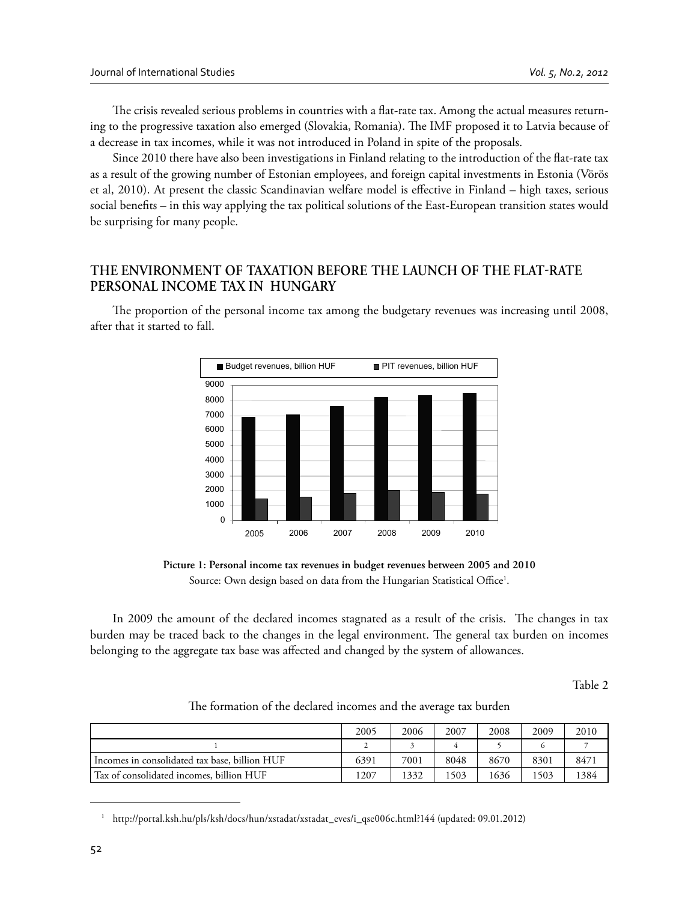The crisis revealed serious problems in countries with a flat-rate tax. Among the actual measures returning to the progressive taxation also emerged (Slovakia, Romania). The IMF proposed it to Latvia because of a decrease in tax incomes, while it was not introduced in Poland in spite of the proposals.

Since 2010 there have also been investigations in Finland relating to the introduction of the flat-rate tax as a result of the growing number of Estonian employees, and foreign capital investments in Estonia (Vörös et al, 2010). At present the classic Scandinavian welfare model is effective in Finland – high taxes, serious social benefits – in this way applying the tax political solutions of the East-European transition states would be surprising for many people.

## THE ENVIRONMENT OF TAXATION BEFORE THE LAUNCH OF THE FLAT-RATE PERSONAL INCOME TAX IN HUNGARY

The proportion of the personal income tax among the budgetary revenues was increasing until 2008, after that it started to fall.

**Picture 1: Personal income tax revenues in budget revenues between 2005 and 2010**

Source: Own design based on data from the Hungarian Statistical Office[1].

In 2009 the amount of the declared incomes stagnated as a result of the crisis. The changes in tax burden may be traced back to the changes in the legal environment. The general tax burden on incomes belonging to the aggregate tax base was affected and changed by the system of allowances.

Table 2

The formation of the declared incomes and the average tax burden

| | 2005 | 2006 | 2007 | 2008 | 2009 | 2010 |
|---|---|---|---|---|---|---|
| 1 | 2 | 3 | 4 | 5 | 6 | 7 |
| Incomes in consolidated tax base, billion HUF | 6391 | 7001 | 8048 | 8670 | 8301 | 8471 |
| Tax of consolidated incomes, billion HUF | 1207 | 1332 | 1503 | 1636 | 1503 | 1384 |

[1] http://portal.ksh.hu/pls/ksh/docs/hun/xstadat/xstadat_eves/i_qse006c.html?144 (updated: 09.01.2012)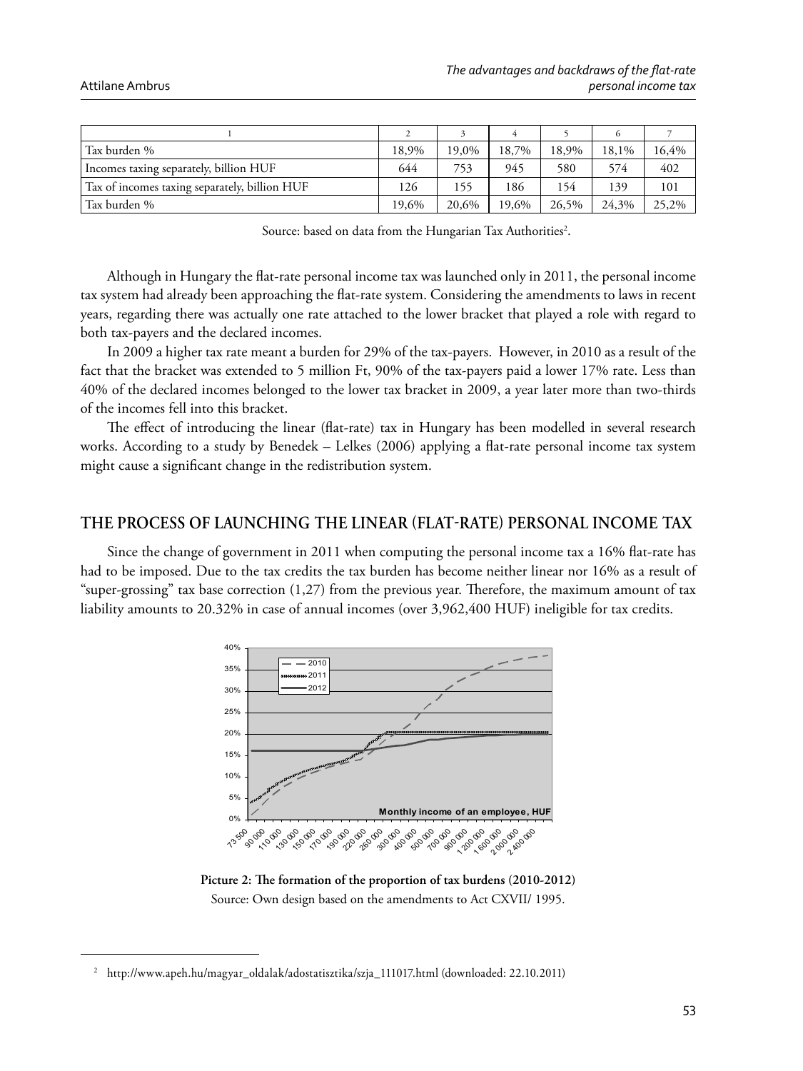| 1 | 2 | 3 | 4 | 5 | 6 | 7 |
|---|---|---|---|---|---|---|
| Tax burden % | 18,9% | 19,0% | 18,7% | 18,9% | 18,1% | 16,4% |
| Incomes taxing separately, billion HUF | 644 | 753 | 945 | 580 | 574 | 402 |
| Tax of incomes taxing separately, billion HUF | 126 | 155 | 186 | 154 | 139 | 101 |
| Tax burden % | 19,6% | 20,6% | 19,6% | 26,5% | 24,3% | 25,2% |

Source: based on data from the Hungarian Tax Authorities[2].

Although in Hungary the flat-rate personal income tax was launched only in 2011, the personal income tax system had already been approaching the flat-rate system. Considering the amendments to laws in recent years, regarding there was actually one rate attached to the lower bracket that played a role with regard to both tax-payers and the declared incomes.

In 2009 a higher tax rate meant a burden for 29% of the tax-payers. However, in 2010 as a result of the fact that the bracket was extended to 5 million Ft, 90% of the tax-payers paid a lower 17% rate. Less than 40% of the declared incomes belonged to the lower tax bracket in 2009, a year later more than two-thirds of the incomes fell into this bracket.

The effect of introducing the linear (flat-rate) tax in Hungary has been modelled in several research works. According to a study by Benedek – Lelkes (2006) applying a flat-rate personal income tax system might cause a significant change in the redistribution system.

## THE PROCESS OF LAUNCHING THE LINEAR (FLAT-RATE) PERSONAL INCOME TAX

Since the change of government in 2011 when computing the personal income tax a 16% flat-rate has had to be imposed. Due to the tax credits the tax burden has become neither linear nor 16% as a result of "super-grossing" tax base correction (1,27) from the previous year. Therefore, the maximum amount of tax liability amounts to 20.32% in case of annual incomes (over 3,962,400 HUF) ineligible for tax credits.

**Picture 2: The formation of the proportion of tax burdens (2010-2012)**

Source: Own design based on the amendments to Act CXVII/ 1995.

[2] http://www.apeh.hu/magyar_oldalak/adostatisztika/szja_111017.html (downloaded: 22.10.2011)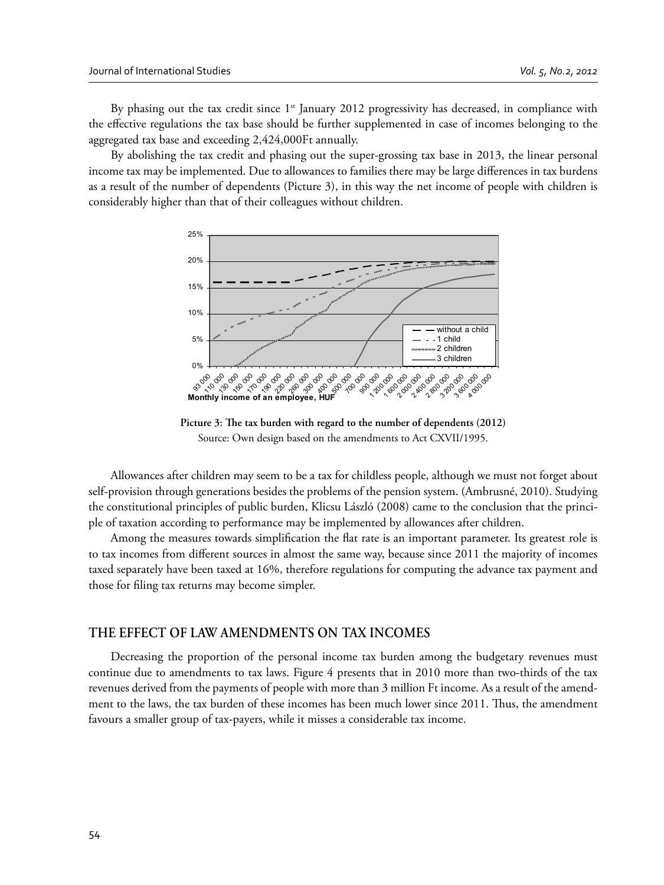By phasing out the tax credit since 1st January 2012 progressivity has decreased, in compliance with the effective regulations the tax base should be further supplemented in case of incomes belonging to the aggregated tax base and exceeding 2,424,000Ft annually.

By abolishing the tax credit and phasing out the super-grossing tax base in 2013, the linear personal income tax may be implemented. Due to allowances to families there may be large differences in tax burdens as a result of the number of dependents (Picture 3), in this way the net income of people with children is considerably higher than that of their colleagues without children.

**Picture 3: The tax burden with regard to the number of dependents (2012)**
Source: Own design based on the amendments to Act CXVII/1995.

Allowances after children may seem to be a tax for childless people, although we must not forget about self-provision through generations besides the problems of the pension system. (Ambrusné, 2010). Studying the constitutional principles of public burden, Klicsu László (2008) came to the conclusion that the principle of taxation according to performance may be implemented by allowances after children.

Among the measures towards simplification the flat rate is an important parameter. Its greatest role is to tax incomes from different sources in almost the same way, because since 2011 the majority of incomes taxed separately have been taxed at 16%, therefore regulations for computing the advance tax payment and those for filing tax returns may become simpler.

## THE EFFECT OF LAW AMENDMENTS ON TAX INCOMES

Decreasing the proportion of the personal income tax burden among the budgetary revenues must continue due to amendments to tax laws. Figure 4 presents that in 2010 more than two-thirds of the tax revenues derived from the payments of people with more than 3 million Ft income. As a result of the amendment to the laws, the tax burden of these incomes has been much lower since 2011. Thus, the amendment favours a smaller group of tax-payers, while it misses a considerable tax income.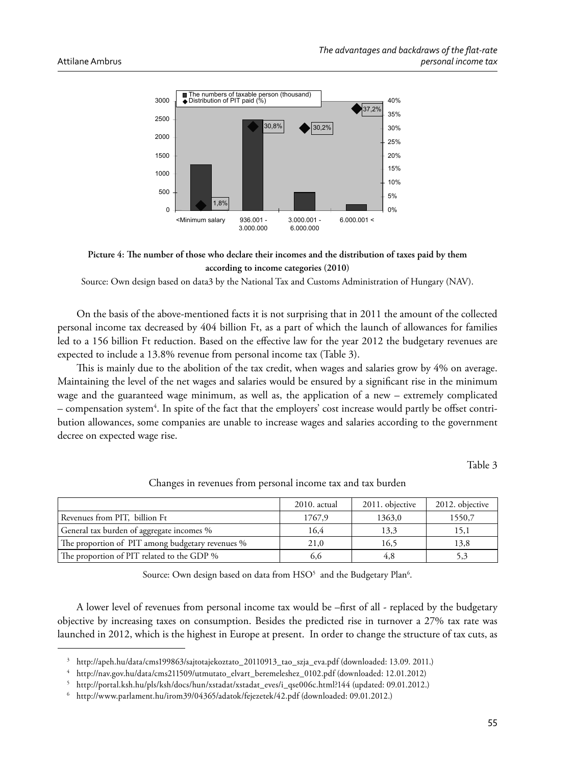**Picture 4: The number of those who declare their incomes and the distribution of taxes paid by them according to income categories (2010)**

Source: Own design based on data3 by the National Tax and Customs Administration of Hungary (NAV).

On the basis of the above-mentioned facts it is not surprising that in 2011 the amount of the collected personal income tax decreased by 404 billion Ft, as a part of which the launch of allowances for families led to a 156 billion Ft reduction. Based on the effective law for the year 2012 the budgetary revenues are expected to include a 13.8% revenue from personal income tax (Table 3).

This is mainly due to the abolition of the tax credit, when wages and salaries grow by 4% on average. Maintaining the level of the net wages and salaries would be ensured by a significant rise in the minimum wage and the guaranteed wage minimum, as well as, the application of a new – extremely complicated – compensation system[4]. In spite of the fact that the employers' cost increase would partly be offset contribution allowances, some companies are unable to increase wages and salaries according to the government decree on expected wage rise.

Table 3

Changes in revenues from personal income tax and tax burden

| | 2010. actual | 2011. objective | 2012. objective |
|---|---|---|---|
| Revenues from PIT, billion Ft | 1767,9 | 1363,0 | 1550,7 |
| General tax burden of aggregate incomes % | 16,4 | 13,3 | 15,1 |
| The proportion of PIT among budgetary revenues % | 21,0 | 16,5 | 13,8 |
| The proportion of PIT related to the GDP % | 6,6 | 4,8 | 5,3 |

Source: Own design based on data from HSO[5] and the Budgetary Plan[6].

A lower level of revenues from personal income tax would be –first of all - replaced by the budgetary objective by increasing taxes on consumption. Besides the predicted rise in turnover a 27% tax rate was launched in 2012, which is the highest in Europe at present. In order to change the structure of tax cuts, as

---

[3] http://apeh.hu/data/cms199863/sajtotajekoztato_20110913_tao_szja_eva.pdf (downloaded: 13.09. 2011.)

[4] http://nav.gov.hu/data/cms211509/utmutato_elvart_beremeleshez_0102.pdf (downloaded: 12.01.2012)

[5] http://portal.ksh.hu/pls/ksh/docs/hun/xstadat/xstadat_eves/i_qse006c.html?144 (updated: 09.01.2012.)

[6] http://www.parlament.hu/irom39/04365/adatok/fejezetek/42.pdf (downloaded: 09.01.2012.)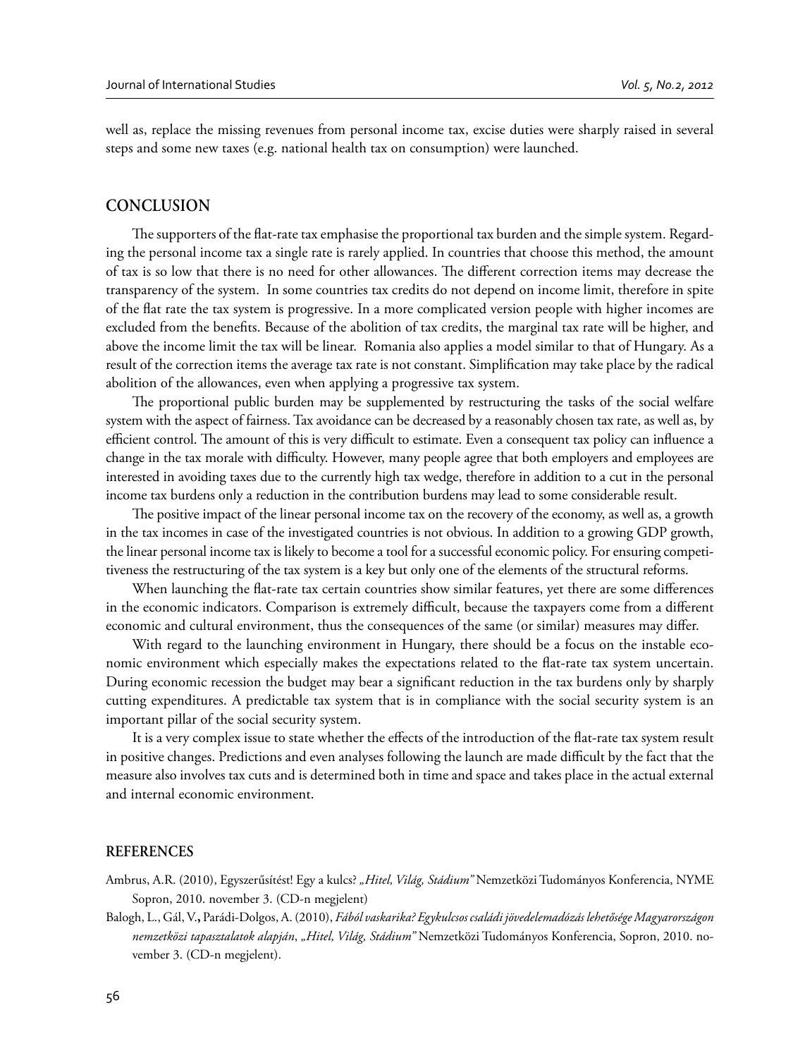well as, replace the missing revenues from personal income tax, excise duties were sharply raised in several steps and some new taxes (e.g. national health tax on consumption) were launched.

## CONCLUSION

The supporters of the flat-rate tax emphasise the proportional tax burden and the simple system. Regarding the personal income tax a single rate is rarely applied. In countries that choose this method, the amount of tax is so low that there is no need for other allowances. The different correction items may decrease the transparency of the system. In some countries tax credits do not depend on income limit, therefore in spite of the flat rate the tax system is progressive. In a more complicated version people with higher incomes are excluded from the benefits. Because of the abolition of tax credits, the marginal tax rate will be higher, and above the income limit the tax will be linear. Romania also applies a model similar to that of Hungary. As a result of the correction items the average tax rate is not constant. Simplification may take place by the radical abolition of the allowances, even when applying a progressive tax system.

The proportional public burden may be supplemented by restructuring the tasks of the social welfare system with the aspect of fairness. Tax avoidance can be decreased by a reasonably chosen tax rate, as well as, by efficient control. The amount of this is very difficult to estimate. Even a consequent tax policy can influence a change in the tax morale with difficulty. However, many people agree that both employers and employees are interested in avoiding taxes due to the currently high tax wedge, therefore in addition to a cut in the personal income tax burdens only a reduction in the contribution burdens may lead to some considerable result.

The positive impact of the linear personal income tax on the recovery of the economy, as well as, a growth in the tax incomes in case of the investigated countries is not obvious. In addition to a growing GDP growth, the linear personal income tax is likely to become a tool for a successful economic policy. For ensuring competitiveness the restructuring of the tax system is a key but only one of the elements of the structural reforms.

When launching the flat-rate tax certain countries show similar features, yet there are some differences in the economic indicators. Comparison is extremely difficult, because the taxpayers come from a different economic and cultural environment, thus the consequences of the same (or similar) measures may differ.

With regard to the launching environment in Hungary, there should be a focus on the instable economic environment which especially makes the expectations related to the flat-rate tax system uncertain. During economic recession the budget may bear a significant reduction in the tax burdens only by sharply cutting expenditures. A predictable tax system that is in compliance with the social security system is an important pillar of the social security system.

It is a very complex issue to state whether the effects of the introduction of the flat-rate tax system result in positive changes. Predictions and even analyses following the launch are made difficult by the fact that the measure also involves tax cuts and is determined both in time and space and takes place in the actual external and internal economic environment.

## REFERENCES

Ambrus, A.R. (2010), Egyszerűsítést! Egy a kulcs? *„Hitel, Világ, Stádium"* Nemzetközi Tudományos Konferencia, NYME Sopron, 2010. november 3. (CD-n megjelent)

Balogh, L., Gál, V., Parádi-Dolgos, A. (2010), *Fából vaskarika? Egykulcsos családi jövedelemadózás lehetősége Magyarországon nemzetközi tapasztalatok alapján*, *„Hitel, Világ, Stádium"* Nemzetközi Tudományos Konferencia, Sopron, 2010. november 3. (CD-n megjelent).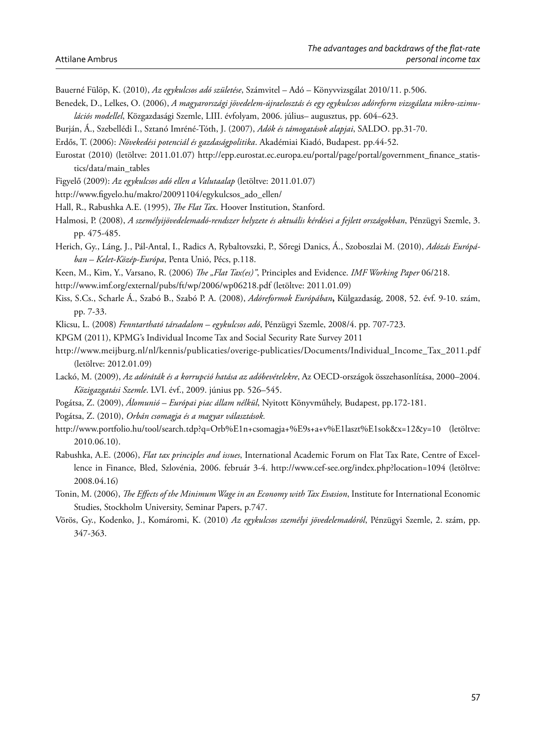Bauerné Fülöp, K. (2010), *Az egykulcsos adó születése*, Számvitel – Adó – Könyvvizsgálat 2010/11. p.506.

Benedek, D., Lelkes, O. (2006), *A magyarországi jövedelem-újraelosztás és egy egykulcsos adóreform vizsgálata mikro-szimulációs modellel*, Közgazdasági Szemle, LIII. évfolyam, 2006. július– augusztus, pp. 604–623.

Burján, Á., Szebellédi I., Sztanó Imréné-Tóth, J. (2007), *Adók és támogatások alapjai*, SALDO. pp.31-70.

Erdős, T. (2006): *Növekedési potenciál és gazdaságpolitika*. Akadémiai Kiadó, Budapest. pp.44-52.

Eurostat (2010) (letöltve: 2011.01.07) http://epp.eurostat.ec.europa.eu/portal/page/portal/government_finance_statistics/data/main_tables

Figyelő (2009): *Az egykulcsos adó ellen a Valutaalap* (letöltve: 2011.01.07)

http://www.figyelo.hu/makro/20091104/egykulcsos_ado_ellen/

Hall, R., Rabushka A.E. (1995), *The Flat Tax*. Hoover Institution, Stanford.

Halmosi, P. (2008), *A személyijövedelemadó-rendszer helyzete és aktuális kérdései a fejlett országokban*, Pénzügyi Szemle, 3. pp. 475-485.

Herich, Gy., Láng, J., Pál-Antal, I., Radics A, Rybaltovszki, P., Sőregi Danics, Á., Szoboszlai M. (2010), *Adózás Európában – Kelet-Közép-Európa*, Penta Unió, Pécs, p.118.

Keen, M., Kim, Y., Varsano, R. (2006) *The „Flat Tax(es)"*, Principles and Evidence. *IMF Working Paper* 06/218.

http://www.imf.org/external/pubs/ft/wp/2006/wp06218.pdf (letöltve: 2011.01.09)

Kiss, S.Cs., Scharle Á., Szabó B., Szabó P. A. (2008), *Adóreformok Európában***,** Külgazdaság, 2008, 52. évf. 9-10. szám, pp. 7-33.

Klicsu, L. (2008) *Fenntartható társadalom – egykulcsos adó*, Pénzügyi Szemle, 2008/4. pp. 707-723.

KPGM (2011), KPMG's Individual Income Tax and Social Security Rate Survey 2011

http://www.meijburg.nl/nl/kennis/publicaties/overige-publicaties/Documents/Individual_Income_Tax_2011.pdf (letöltve: 2012.01.09)

Lackó, M. (2009), *Az adórát*á*k és a korrupció hatása az adóbevételekre*, Az OECD-országok összehasonlítása, 2000–2004. *Közigazgatási Szemle*. LVI. évf., 2009. június pp. 526–545.

Pogátsa, Z. (2009), *Álomunió – Európai piac állam nélkül*, Nyitott Könyvműhely, Budapest, pp.172-181.

Pogátsa, Z. (2010), *Orbán csomagja és a magyar választások.*

http://www.portfolio.hu/tool/search.tdp?q=Orb%E1n+csomagja+%E9s+a+v%E1laszt%E1sok&x=12&y=10 (letöltve: 2010.06.10).

Rabushka, A.E. (2006), *Flat tax principles and issues*, International Academic Forum on Flat Tax Rate, Centre of Excellence in Finance, Bled, Szlovénia, 2006. február 3-4. http://www.cef-see.org/index.php?location=1094 (letöltve: 2008.04.16)

Tonin, M. (2006), *The Effects of the Minimum Wage in an Economy with Tax Evasion*, Institute for International Economic Studies, Stockholm University, Seminar Papers, p.747.

Vörös, Gy., Kodenko, J., Komáromi, K. (2010) *Az egykulcsos személyi jövedelemadóról*, Pénzügyi Szemle, 2. szám, pp. 347-363.